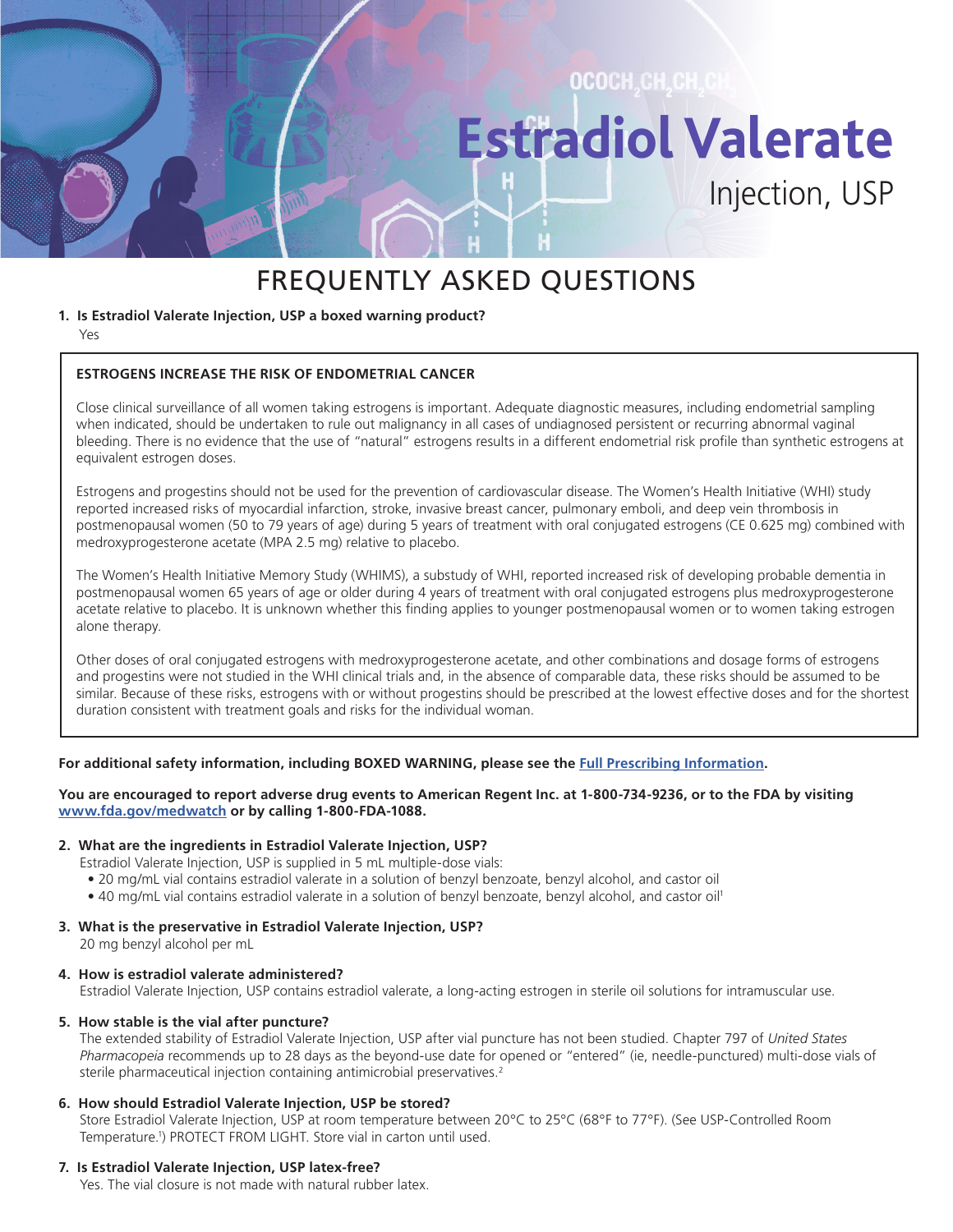# Estradiol Valerate

Injection, USP

## FREQUENTLY ASKED QUESTIONS

**1. Is Estradiol Valerate Injection, USP a boxed warning product?**

Yes

> **ESTROGENS INCREASE THE RISK OF ENDOMETRIAL CANCER**
>
> Close clinical surveillance of all women taking estrogens is important. Adequate diagnostic measures, including endometrial sampling when indicated, should be undertaken to rule out malignancy in all cases of undiagnosed persistent or recurring abnormal vaginal bleeding. There is no evidence that the use of "natural" estrogens results in a different endometrial risk profile than synthetic estrogens at equivalent estrogen doses.
>
> Estrogens and progestins should not be used for the prevention of cardiovascular disease. The Women's Health Initiative (WHI) study reported increased risks of myocardial infarction, stroke, invasive breast cancer, pulmonary emboli, and deep vein thrombosis in postmenopausal women (50 to 79 years of age) during 5 years of treatment with oral conjugated estrogens (CE 0.625 mg) combined with medroxyprogesterone acetate (MPA 2.5 mg) relative to placebo.
>
> The Women's Health Initiative Memory Study (WHIMS), a substudy of WHI, reported increased risk of developing probable dementia in postmenopausal women 65 years of age or older during 4 years of treatment with oral conjugated estrogens plus medroxyprogesterone acetate relative to placebo. It is unknown whether this finding applies to younger postmenopausal women or to women taking estrogen alone therapy.
>
> Other doses of oral conjugated estrogens with medroxyprogesterone acetate, and other combinations and dosage forms of estrogens and progestins were not studied in the WHI clinical trials and, in the absence of comparable data, these risks should be assumed to be similar. Because of these risks, estrogens with or without progestins should be prescribed at the lowest effective doses and for the shortest duration consistent with treatment goals and risks for the individual woman.

**For additional safety information, including BOXED WARNING, please see the Full Prescribing Information.**

**You are encouraged to report adverse drug events to American Regent Inc. at 1-800-734-9236, or to the FDA by visiting www.fda.gov/medwatch or by calling 1-800-FDA-1088.**

**2. What are the ingredients in Estradiol Valerate Injection, USP?**

Estradiol Valerate Injection, USP is supplied in 5 mL multiple-dose vials:

- 20 mg/mL vial contains estradiol valerate in a solution of benzyl benzoate, benzyl alcohol, and castor oil
- 40 mg/mL vial contains estradiol valerate in a solution of benzyl benzoate, benzyl alcohol, and castor oil[1]

**3. What is the preservative in Estradiol Valerate Injection, USP?**

20 mg benzyl alcohol per mL

**4. How is estradiol valerate administered?**

Estradiol Valerate Injection, USP contains estradiol valerate, a long-acting estrogen in sterile oil solutions for intramuscular use.

**5. How stable is the vial after puncture?**

The extended stability of Estradiol Valerate Injection, USP after vial puncture has not been studied. Chapter 797 of *United States Pharmacopeia* recommends up to 28 days as the beyond-use date for opened or "entered" (ie, needle-punctured) multi-dose vials of sterile pharmaceutical injection containing antimicrobial preservatives.[2]

**6. How should Estradiol Valerate Injection, USP be stored?**

Store Estradiol Valerate Injection, USP at room temperature between 20°C to 25°C (68°F to 77°F). (See USP-Controlled Room Temperature.[1]) PROTECT FROM LIGHT. Store vial in carton until used.

**7. Is Estradiol Valerate Injection, USP latex-free?**

Yes. The vial closure is not made with natural rubber latex.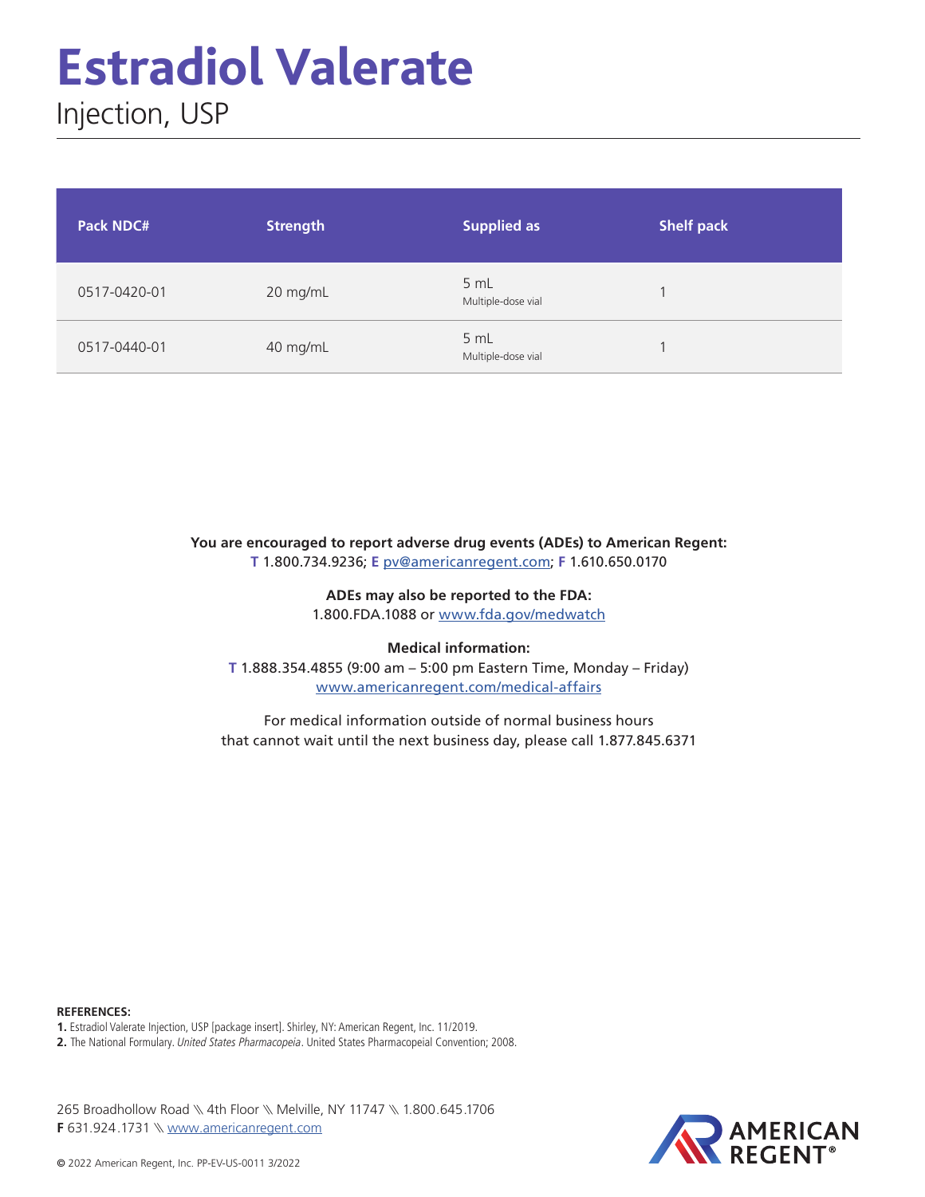# Estradiol Valerate

Injection, USP

| Pack NDC# | Strength | Supplied as | Shelf pack |
|---|---|---|---|
| 0517-0420-01 | 20 mg/mL | 5 mL Multiple-dose vial | 1 |
| 0517-0440-01 | 40 mg/mL | 5 mL Multiple-dose vial | 1 |

**You are encouraged to report adverse drug events (ADEs) to American Regent:**
**T** 1.800.734.9236; **E** pv@americanregent.com; **F** 1.610.650.0170

**ADEs may also be reported to the FDA:**
1.800.FDA.1088 or www.fda.gov/medwatch

**Medical information:**
**T** 1.888.354.4855 (9:00 am – 5:00 pm Eastern Time, Monday – Friday)
www.americanregent.com/medical-affairs

For medical information outside of normal business hours that cannot wait until the next business day, please call 1.877.845.6371

**REFERENCES:**

**1.** Estradiol Valerate Injection, USP [package insert]. Shirley, NY: American Regent, Inc. 11/2019.
**2.** The National Formulary. *United States Pharmacopeia*. United States Pharmacopeial Convention; 2008.

265 Broadhollow Road \\ 4th Floor \\ Melville, NY 11747 \\ 1.800.645.1706
**F** 631.924.1731 \\ www.americanregent.com

AMERICAN REGENT®

© 2022 American Regent, Inc. PP-EV-US-0011 3/2022